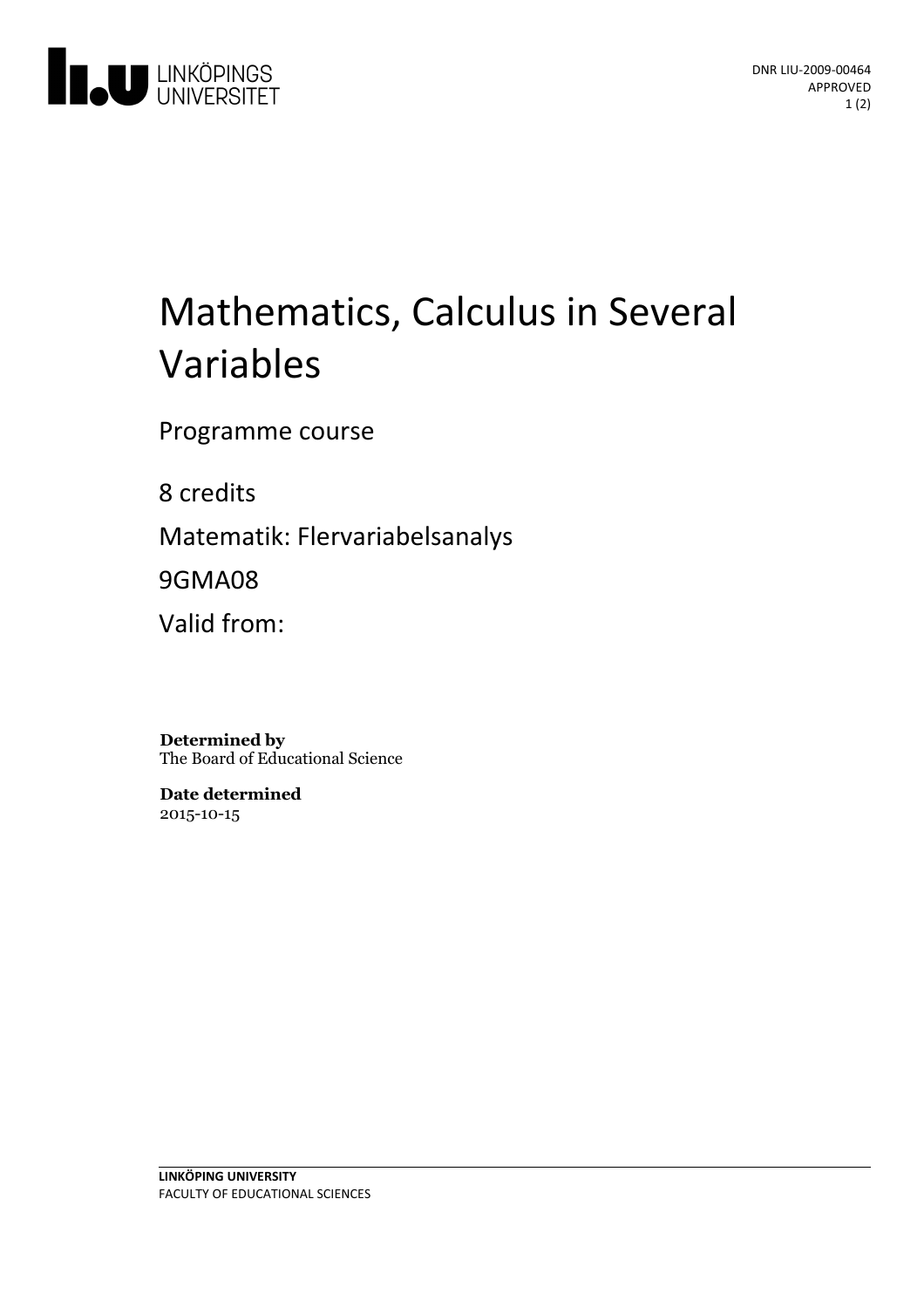DNR LIU-2009-00464
APPROVED

# Mathematics, Calculus in Several Variables

Programme course

8 credits

Matematik: Flervariabelsanalys

9GMA08

Valid from:

**Determined by**
The Board of Educational Science

**Date determined**
2015-10-15

**LINKÖPING UNIVERSITY**
FACULTY OF EDUCATIONAL SCIENCES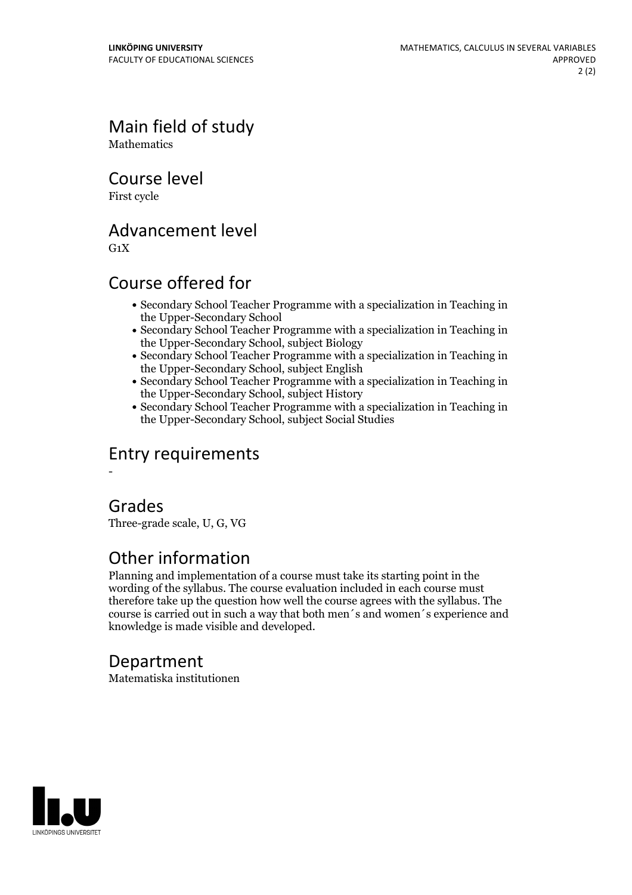## Main field of study

Mathematics

## Course level

First cycle

## Advancement level

G1X

## Course offered for

- Secondary School Teacher Programme with a specialization in Teaching in the Upper-Secondary School
- Secondary School Teacher Programme with a specialization in Teaching in the Upper-Secondary School, subject Biology
- Secondary School Teacher Programme with a specialization in Teaching in the Upper-Secondary School, subject English
- Secondary School Teacher Programme with a specialization in Teaching in the Upper-Secondary School, subject History
- Secondary School Teacher Programme with a specialization in Teaching in the Upper-Secondary School, subject Social Studies

## Entry requirements

-

## Grades

Three-grade scale, U, G, VG

## Other information

Planning and implementation of a course must take its starting point in the wording of the syllabus. The course evaluation included in each course must therefore take up the question how well the course agrees with the syllabus. The course is carried out in such a way that both men´s and women´s experience and knowledge is made visible and developed.

## Department

Matematiska institutionen